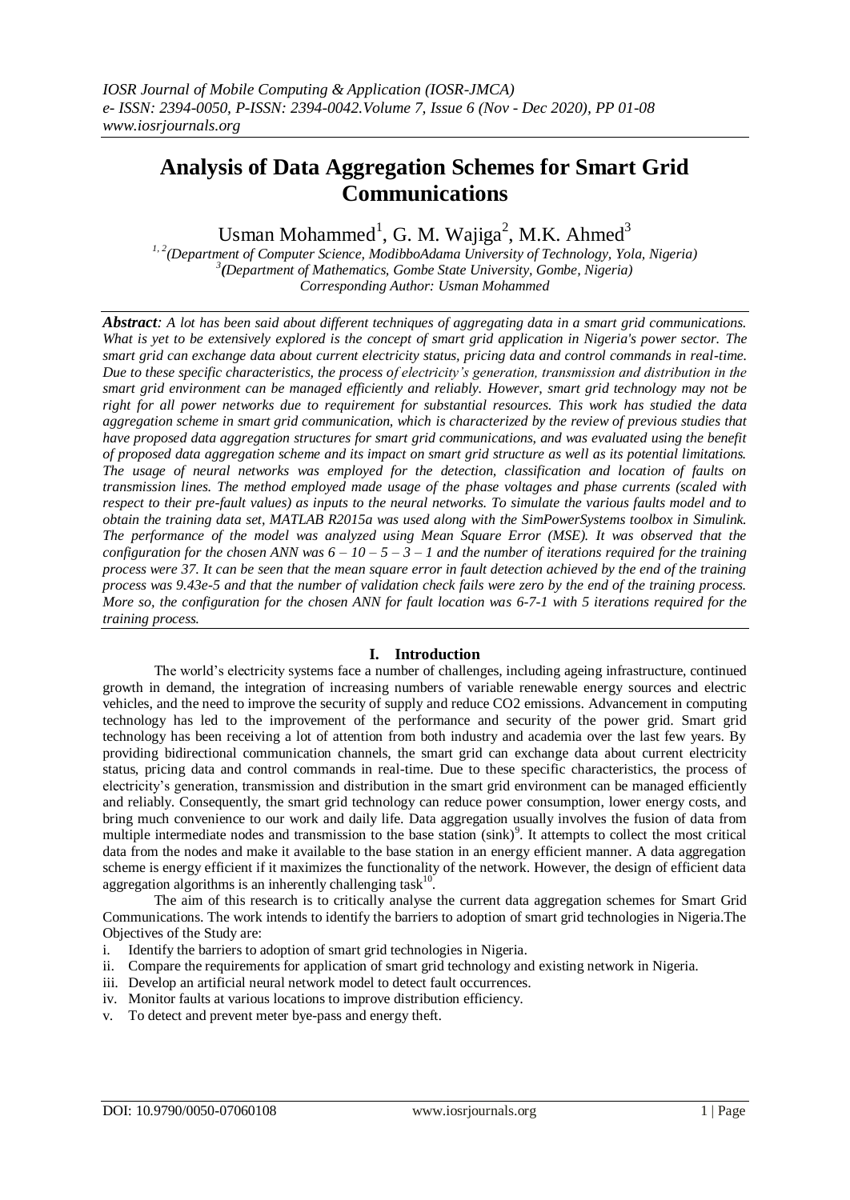# Analysis of Data Aggregation Schemes for Smart Grid Communications

Usman Mohammed[1], G. M. Wajiga[2], M.K. Ahmed[3]

[1, 2](Department of Computer Science, ModibboAdama University of Technology, Yola, Nigeria)
[3](Department of Mathematics, Gombe State University, Gombe, Nigeria)
Corresponding Author: Usman Mohammed

***Abstract**: A lot has been said about different techniques of aggregating data in a smart grid communications. What is yet to be extensively explored is the concept of smart grid application in Nigeria's power sector. The smart grid can exchange data about current electricity status, pricing data and control commands in real-time. Due to these specific characteristics, the process of electricity's generation, transmission and distribution in the smart grid environment can be managed efficiently and reliably. However, smart grid technology may not be right for all power networks due to requirement for substantial resources. This work has studied the data aggregation scheme in smart grid communication, which is characterized by the review of previous studies that have proposed data aggregation structures for smart grid communications, and was evaluated using the benefit of proposed data aggregation scheme and its impact on smart grid structure as well as its potential limitations. The usage of neural networks was employed for the detection, classification and location of faults on transmission lines. The method employed made usage of the phase voltages and phase currents (scaled with respect to their pre-fault values) as inputs to the neural networks. To simulate the various faults model and to obtain the training data set, MATLAB R2015a was used along with the SimPowerSystems toolbox in Simulink. The performance of the model was analyzed using Mean Square Error (MSE). It was observed that the configuration for the chosen ANN was 6 – 10 – 5 – 3 – 1 and the number of iterations required for the training process were 37. It can be seen that the mean square error in fault detection achieved by the end of the training process was 9.43e-5 and that the number of validation check fails were zero by the end of the training process. More so, the configuration for the chosen ANN for fault location was 6-7-1 with 5 iterations required for the training process.*

## I. Introduction

The world's electricity systems face a number of challenges, including ageing infrastructure, continued growth in demand, the integration of increasing numbers of variable renewable energy sources and electric vehicles, and the need to improve the security of supply and reduce $CO_2$ emissions. Advancement in computing technology has led to the improvement of the performance and security of the power grid. Smart grid technology has been receiving a lot of attention from both industry and academia over the last few years. By providing bidirectional communication channels, the smart grid can exchange data about current electricity status, pricing data and control commands in real-time. Due to these specific characteristics, the process of electricity's generation, transmission and distribution in the smart grid environment can be managed efficiently and reliably. Consequently, the smart grid technology can reduce power consumption, lower energy costs, and bring much convenience to our work and daily life. Data aggregation usually involves the fusion of data from multiple intermediate nodes and transmission to the base station (sink)[9]. It attempts to collect the most critical data from the nodes and make it available to the base station in an energy efficient manner. A data aggregation scheme is energy efficient if it maximizes the functionality of the network. However, the design of efficient data aggregation algorithms is an inherently challenging task[10].

The aim of this research is to critically analyse the current data aggregation schemes for Smart Grid Communications. The work intends to identify the barriers to adoption of smart grid technologies in Nigeria.The Objectives of the Study are:

i. Identify the barriers to adoption of smart grid technologies in Nigeria.
ii. Compare the requirements for application of smart grid technology and existing network in Nigeria.
iii. Develop an artificial neural network model to detect fault occurrences.
iv. Monitor faults at various locations to improve distribution efficiency.
v. To detect and prevent meter bye-pass and energy theft.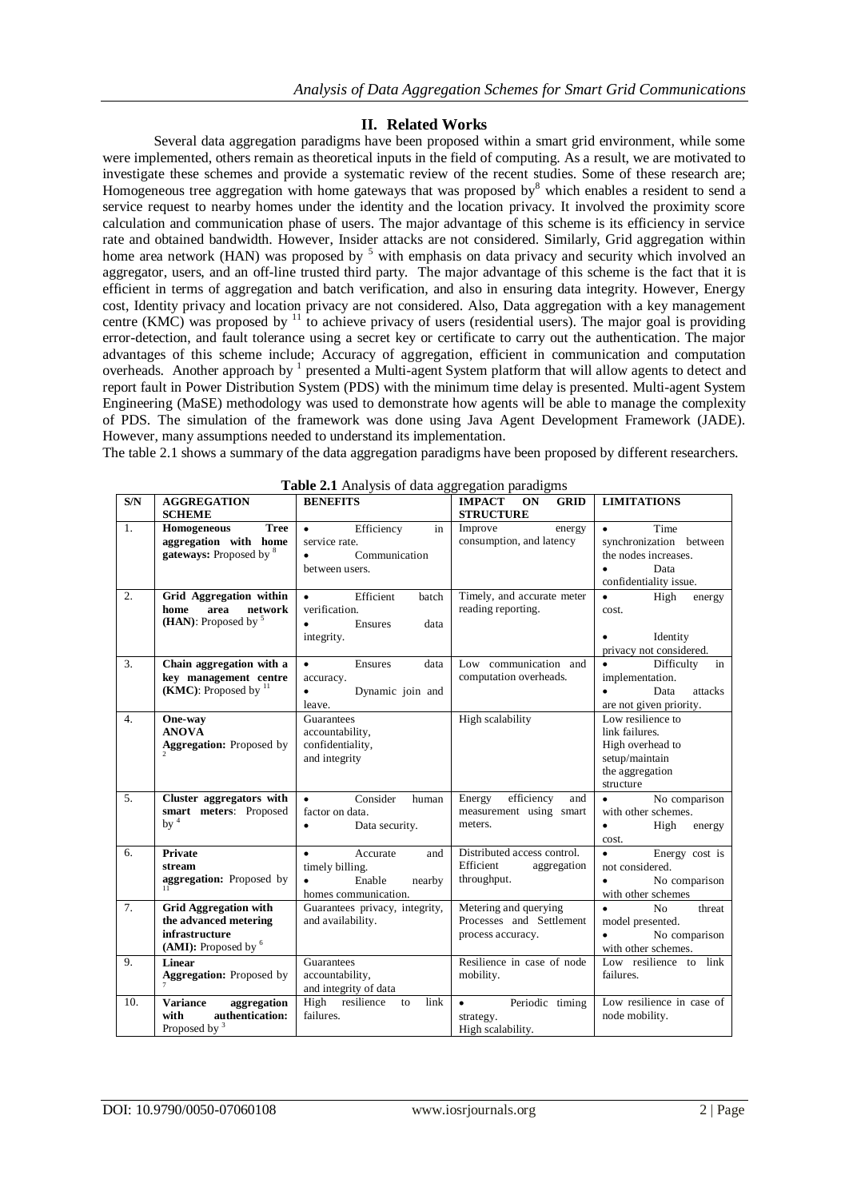## II. Related Works

Several data aggregation paradigms have been proposed within a smart grid environment, while some were implemented, others remain as theoretical inputs in the field of computing. As a result, we are motivated to investigate these schemes and provide a systematic review of the recent studies. Some of these research are; Homogeneous tree aggregation with home gateways that was proposed by[8] which enables a resident to send a service request to nearby homes under the identity and the location privacy. It involved the proximity score calculation and communication phase of users. The major advantage of this scheme is its efficiency in service rate and obtained bandwidth. However, Insider attacks are not considered. Similarly, Grid aggregation within home area network (HAN) was proposed by [5] with emphasis on data privacy and security which involved an aggregator, users, and an off-line trusted third party. The major advantage of this scheme is the fact that it is efficient in terms of aggregation and batch verification, and also in ensuring data integrity. However, Energy cost, Identity privacy and location privacy are not considered. Also, Data aggregation with a key management centre (KMC) was proposed by [11] to achieve privacy of users (residential users). The major goal is providing error-detection, and fault tolerance using a secret key or certificate to carry out the authentication. The major advantages of this scheme include; Accuracy of aggregation, efficient in communication and computation overheads. Another approach by [1] presented a Multi-agent System platform that will allow agents to detect and report fault in Power Distribution System (PDS) with the minimum time delay is presented. Multi-agent System Engineering (MaSE) methodology was used to demonstrate how agents will be able to manage the complexity of PDS. The simulation of the framework was done using Java Agent Development Framework (JADE). However, many assumptions needed to understand its implementation.

The table 2.1 shows a summary of the data aggregation paradigms have been proposed by different researchers.

**Table 2.1** Analysis of data aggregation paradigms

| S/N | AGGREGATION SCHEME | BENEFITS | IMPACT ON GRID STRUCTURE | LIMITATIONS |
|---|---|---|---|---|
| 1. | **Homogeneous Tree aggregation with home gateways:** Proposed by [8] | • Efficiency in service rate. • Communication between users. | Improve energy consumption, and latency | • Time synchronization between the nodes increases. • Data confidentiality issue. |
| 2. | **Grid Aggregation within home area network (HAN)**: Proposed by [5] | • Efficient batch verification. • Ensures data integrity. | Timely, and accurate meter reading reporting. | • High energy cost. • Identity privacy not considered. |
| 3. | **Chain aggregation with a key management centre (KMC)**: Proposed by [11] | • Ensures data accuracy. • Dynamic join and leave. | Low communication and computation overheads. | • Difficulty in implementation. • Data attacks are not given priority. |
| 4. | **One-way ANOVA Aggregation:** Proposed by [2] | Guarantees accountability, confidentiality, and integrity | High scalability | Low resilience to link failures. High overhead to setup/maintain the aggregation structure |
| 5. | **Cluster aggregators with smart meters**: Proposed by [4] | • Consider human factor on data. • Data security. | Energy efficiency and measurement using smart meters. | • No comparison with other schemes. • High energy cost. |
| 6. | **Private stream aggregation:** Proposed by [11] | • Accurate and timely billing. • Enable nearby homes communication. | Distributed access control. Efficient aggregation throughput. | • Energy cost is not considered. • No comparison with other schemes |
| 7. | **Grid Aggregation with the advanced metering infrastructure (AMI):** Proposed by [6] | Guarantees privacy, integrity, and availability. | Metering and querying Processes and Settlement process accuracy. | • No threat model presented. • No comparison with other schemes. |
| 9. | **Linear Aggregation:** Proposed by [7] | Guarantees accountability, and integrity of data | Resilience in case of node mobility. | Low resilience to link failures. |
| 10. | **Variance aggregation with authentication:** Proposed by [3] | High resilience to link failures. | • Periodic timing strategy. High scalability. | Low resilience in case of node mobility. |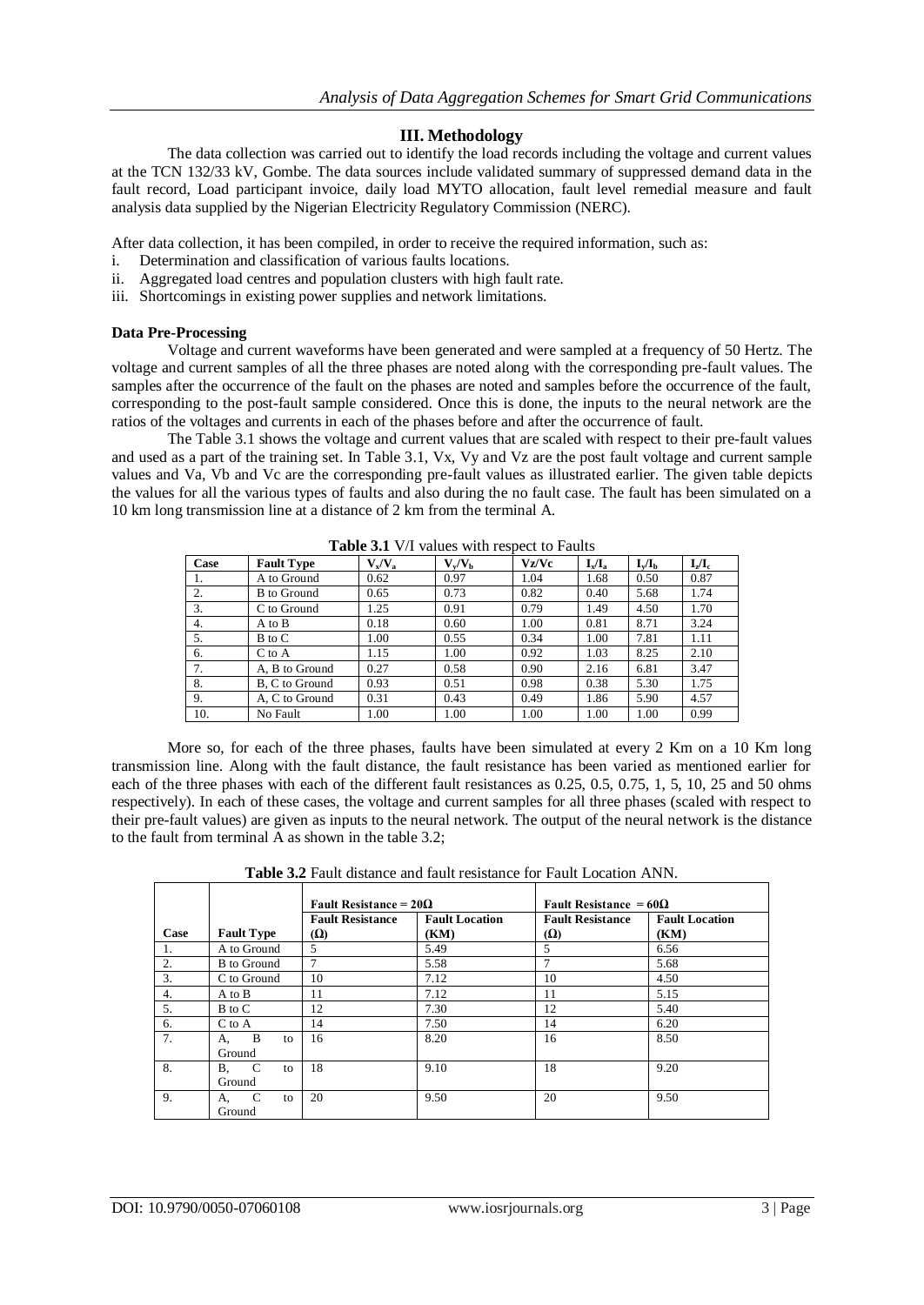## III. Methodology

The data collection was carried out to identify the load records including the voltage and current values at the TCN 132/33 kV, Gombe. The data sources include validated summary of suppressed demand data in the fault record, Load participant invoice, daily load MYTO allocation, fault level remedial measure and fault analysis data supplied by the Nigerian Electricity Regulatory Commission (NERC).

After data collection, it has been compiled, in order to receive the required information, such as:

i. Determination and classification of various faults locations.
ii. Aggregated load centres and population clusters with high fault rate.
iii. Shortcomings in existing power supplies and network limitations.

**Data Pre-Processing**

Voltage and current waveforms have been generated and were sampled at a frequency of 50 Hertz. The voltage and current samples of all the three phases are noted along with the corresponding pre-fault values. The samples after the occurrence of the fault on the phases are noted and samples before the occurrence of the fault, corresponding to the post-fault sample considered. Once this is done, the inputs to the neural network are the ratios of the voltages and currents in each of the phases before and after the occurrence of fault.

The Table 3.1 shows the voltage and current values that are scaled with respect to their pre-fault values and used as a part of the training set. In Table 3.1, Vx, Vy and Vz are the post fault voltage and current sample values and Va, Vb and Vc are the corresponding pre-fault values as illustrated earlier. The given table depicts the values for all the various types of faults and also during the no fault case. The fault has been simulated on a 10 km long transmission line at a distance of 2 km from the terminal A.

**Table 3.1** V/I values with respect to Faults

| Case | Fault Type | $V_x/V_a$ | $V_y/V_b$ | Vz/Vc | $I_x/I_a$ | $I_y/I_b$ | $I_z/I_c$ |
|---|---|---|---|---|---|---|---|
| 1. | A to Ground | 0.62 | 0.97 | 1.04 | 1.68 | 0.50 | 0.87 |
| 2. | B to Ground | 0.65 | 0.73 | 0.82 | 0.40 | 5.68 | 1.74 |
| 3. | C to Ground | 1.25 | 0.91 | 0.79 | 1.49 | 4.50 | 1.70 |
| 4. | A to B | 0.18 | 0.60 | 1.00 | 0.81 | 8.71 | 3.24 |
| 5. | B to C | 1.00 | 0.55 | 0.34 | 1.00 | 7.81 | 1.11 |
| 6. | C to A | 1.15 | 1.00 | 0.92 | 1.03 | 8.25 | 2.10 |
| 7. | A, B to Ground | 0.27 | 0.58 | 0.90 | 2.16 | 6.81 | 3.47 |
| 8. | B, C to Ground | 0.93 | 0.51 | 0.98 | 0.38 | 5.30 | 1.75 |
| 9. | A, C to Ground | 0.31 | 0.43 | 0.49 | 1.86 | 5.90 | 4.57 |
| 10. | No Fault | 1.00 | 1.00 | 1.00 | 1.00 | 1.00 | 0.99 |

More so, for each of the three phases, faults have been simulated at every 2 Km on a 10 Km long transmission line. Along with the fault distance, the fault resistance has been varied as mentioned earlier for each of the three phases with each of the different fault resistances as 0.25, 0.5, 0.75, 1, 5, 10, 25 and 50 ohms respectively). In each of these cases, the voltage and current samples for all three phases (scaled with respect to their pre-fault values) are given as inputs to the neural network. The output of the neural network is the distance to the fault from terminal A as shown in the table 3.2;

**Table 3.2** Fault distance and fault resistance for Fault Location ANN.

| | | Fault Resistance = 20Ω | | Fault Resistance = 60Ω | |
|---|---|---|---|---|---|
| **Case** | **Fault Type** | **Fault Resistance (Ω)** | **Fault Location (KM)** | **Fault Resistance (Ω)** | **Fault Location (KM)** |
| 1. | A to Ground | 5 | 5.49 | 5 | 6.56 |
| 2. | B to Ground | 7 | 5.58 | 7 | 5.68 |
| 3. | C to Ground | 10 | 7.12 | 10 | 4.50 |
| 4. | A to B | 11 | 7.12 | 11 | 5.15 |
| 5. | B to C | 12 | 7.30 | 12 | 5.40 |
| 6. | C to A | 14 | 7.50 | 14 | 6.20 |
| 7. | A, B to Ground | 16 | 8.20 | 16 | 8.50 |
| 8. | B, C to Ground | 18 | 9.10 | 18 | 9.20 |
| 9. | A, C to Ground | 20 | 9.50 | 20 | 9.50 |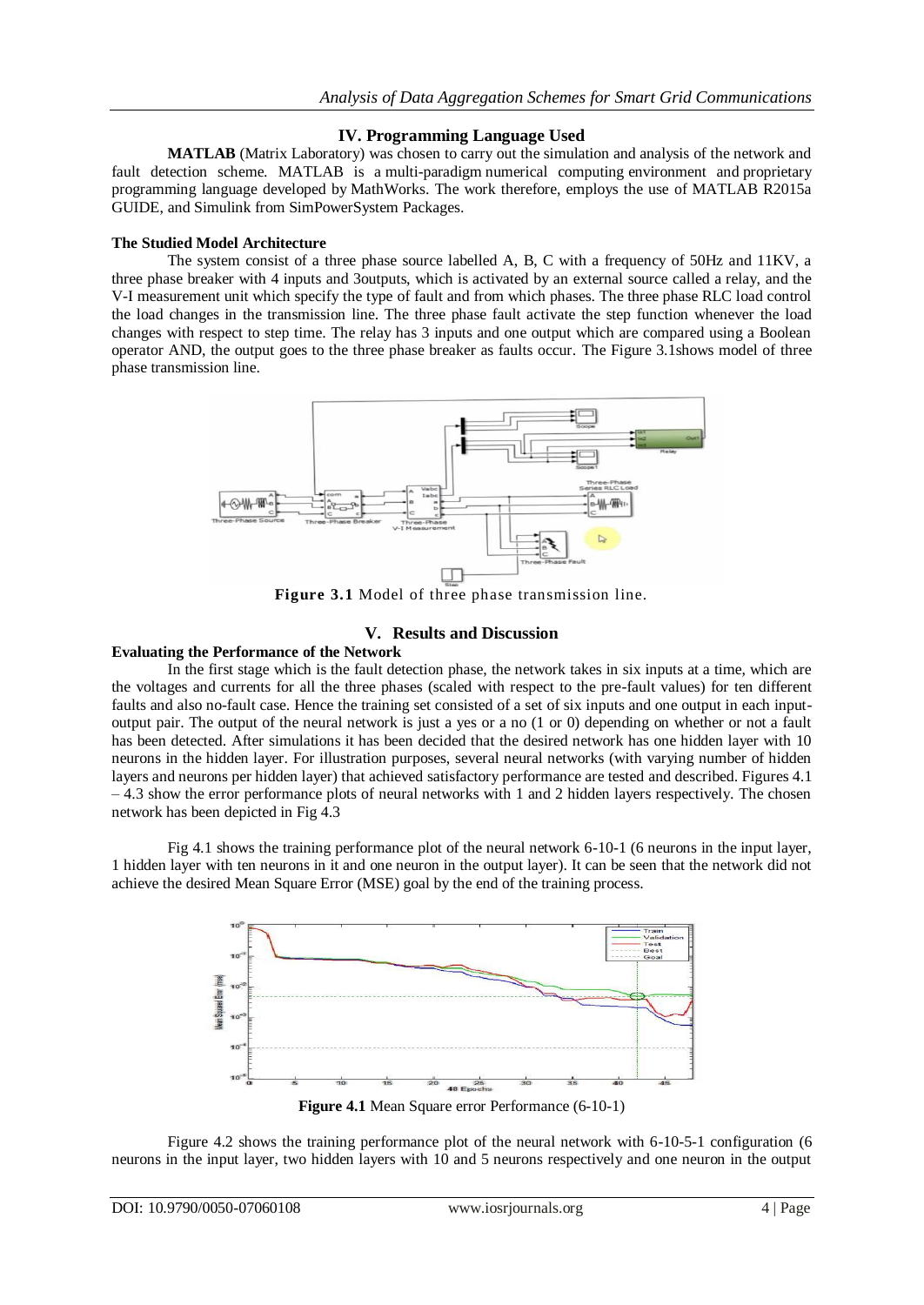## IV. Programming Language Used

**MATLAB** (Matrix Laboratory) was chosen to carry out the simulation and analysis of the network and fault detection scheme. MATLAB is a multi-paradigm numerical computing environment and proprietary programming language developed by MathWorks. The work therefore, employs the use of MATLAB R2015a GUIDE, and Simulink from SimPowerSystem Packages.

**The Studied Model Architecture**

The system consist of a three phase source labelled A, B, C with a frequency of 50Hz and 11KV, a three phase breaker with 4 inputs and 3outputs, which is activated by an external source called a relay, and the V-I measurement unit which specify the type of fault and from which phases. The three phase RLC load control the load changes in the transmission line. The three phase fault activate the step function whenever the load changes with respect to step time. The relay has 3 inputs and one output which are compared using a Boolean operator AND, the output goes to the three phase breaker as faults occur. The Figure 3.1shows model of three phase transmission line.

**Figure 3.1** Model of three phase transmission line.

## V. Results and Discussion

**Evaluating the Performance of the Network**

In the first stage which is the fault detection phase, the network takes in six inputs at a time, which are the voltages and currents for all the three phases (scaled with respect to the pre-fault values) for ten different faults and also no-fault case. Hence the training set consisted of a set of six inputs and one output in each input-output pair. The output of the neural network is just a yes or a no (1 or 0) depending on whether or not a fault has been detected. After simulations it has been decided that the desired network has one hidden layer with 10 neurons in the hidden layer. For illustration purposes, several neural networks (with varying number of hidden layers and neurons per hidden layer) that achieved satisfactory performance are tested and described. Figures 4.1 – 4.3 show the error performance plots of neural networks with 1 and 2 hidden layers respectively. The chosen network has been depicted in Fig 4.3

Fig 4.1 shows the training performance plot of the neural network 6-10-1 (6 neurons in the input layer, 1 hidden layer with ten neurons in it and one neuron in the output layer). It can be seen that the network did not achieve the desired Mean Square Error (MSE) goal by the end of the training process.

**Figure 4.1** Mean Square error Performance (6-10-1)

Figure 4.2 shows the training performance plot of the neural network with 6-10-5-1 configuration (6 neurons in the input layer, two hidden layers with 10 and 5 neurons respectively and one neuron in the output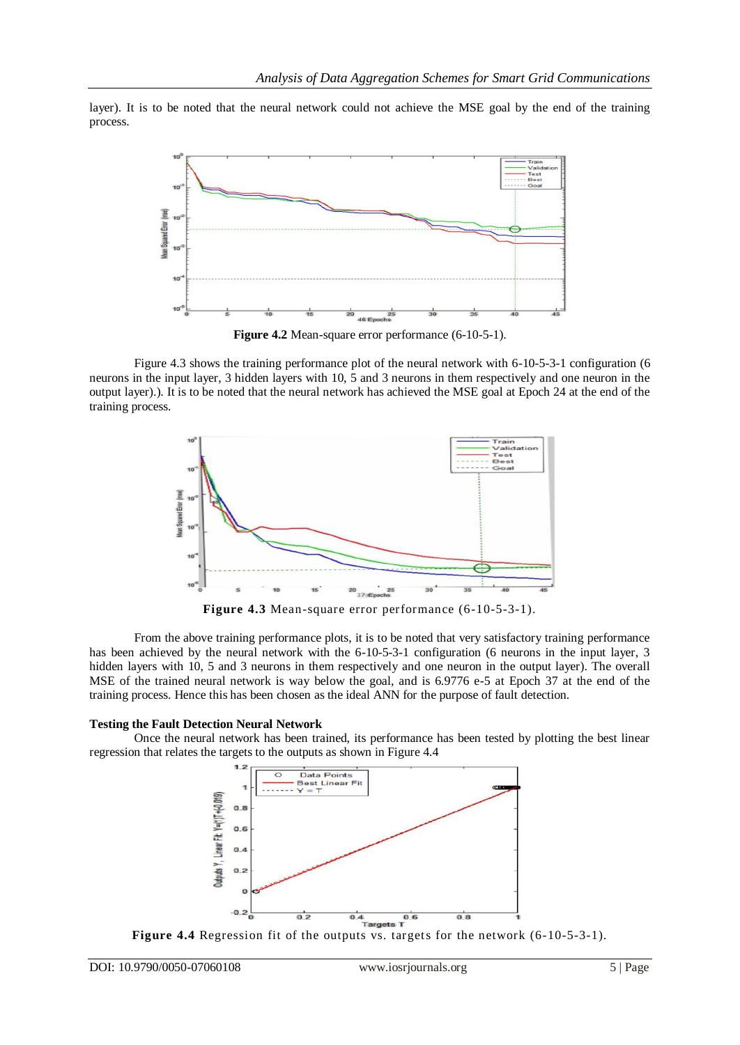layer). It is to be noted that the neural network could not achieve the MSE goal by the end of the training process.

**Figure 4.2** Mean-square error performance (6-10-5-1).

Figure 4.3 shows the training performance plot of the neural network with 6-10-5-3-1 configuration (6 neurons in the input layer, 3 hidden layers with 10, 5 and 3 neurons in them respectively and one neuron in the output layer).). It is to be noted that the neural network has achieved the MSE goal at Epoch 24 at the end of the training process.

**Figure 4.3** Mean-square error performance (6-10-5-3-1).

From the above training performance plots, it is to be noted that very satisfactory training performance has been achieved by the neural network with the 6-10-5-3-1 configuration (6 neurons in the input layer, 3 hidden layers with 10, 5 and 3 neurons in them respectively and one neuron in the output layer). The overall MSE of the trained neural network is way below the goal, and is 6.9776 e-5 at Epoch 37 at the end of the training process. Hence this has been chosen as the ideal ANN for the purpose of fault detection.

**Testing the Fault Detection Neural Network**

Once the neural network has been trained, its performance has been tested by plotting the best linear regression that relates the targets to the outputs as shown in Figure 4.4

**Figure 4.4** Regression fit of the outputs vs. targets for the network (6-10-5-3-1).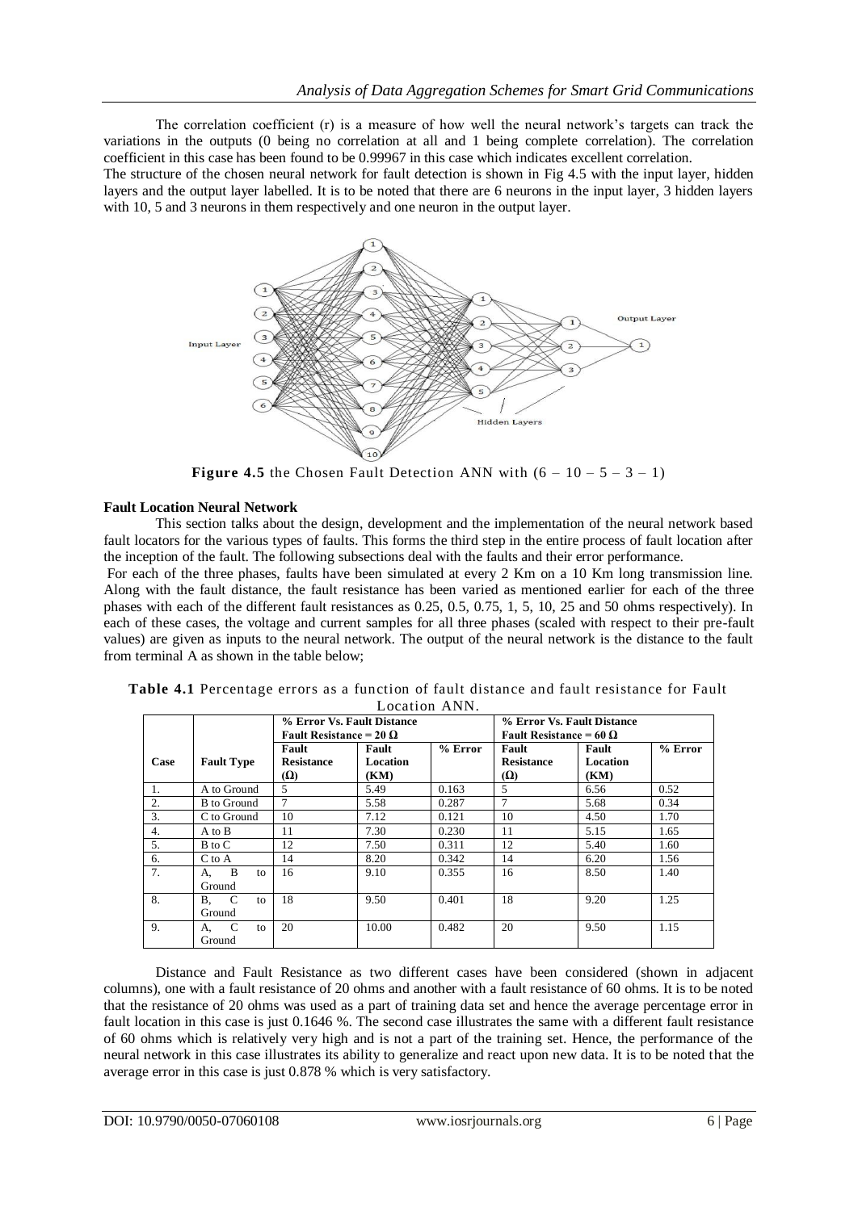The correlation coefficient (r) is a measure of how well the neural network's targets can track the variations in the outputs (0 being no correlation at all and 1 being complete correlation). The correlation coefficient in this case has been found to be 0.99967 in this case which indicates excellent correlation.
The structure of the chosen neural network for fault detection is shown in Fig 4.5 with the input layer, hidden layers and the output layer labelled. It is to be noted that there are 6 neurons in the input layer, 3 hidden layers with 10, 5 and 3 neurons in them respectively and one neuron in the output layer.

**Figure 4.5** the Chosen Fault Detection ANN with (6 – 10 – 5 – 3 – 1)

**Fault Location Neural Network**

This section talks about the design, development and the implementation of the neural network based fault locators for the various types of faults. This forms the third step in the entire process of fault location after the inception of the fault. The following subsections deal with the faults and their error performance.

For each of the three phases, faults have been simulated at every 2 Km on a 10 Km long transmission line. Along with the fault distance, the fault resistance has been varied as mentioned earlier for each of the three phases with each of the different fault resistances as 0.25, 0.5, 0.75, 1, 5, 10, 25 and 50 ohms respectively). In each of these cases, the voltage and current samples for all three phases (scaled with respect to their pre-fault values) are given as inputs to the neural network. The output of the neural network is the distance to the fault from terminal A as shown in the table below;

**Table 4.1** Percentage errors as a function of fault distance and fault resistance for Fault Location ANN.

| | | % Error Vs. Fault Distance Fault Resistance = 20 Ω | | | % Error Vs. Fault Distance Fault Resistance = 60 Ω | | |
|---|---|---|---|---|---|---|---|
| **Case** | **Fault Type** | **Fault Resistance (Ω)** | **Fault Location (KM)** | **% Error** | **Fault Resistance (Ω)** | **Fault Location (KM)** | **% Error** |
| 1. | A to Ground | 5 | 5.49 | 0.163 | 5 | 6.56 | 0.52 |
| 2. | B to Ground | 7 | 5.58 | 0.287 | 7 | 5.68 | 0.34 |
| 3. | C to Ground | 10 | 7.12 | 0.121 | 10 | 4.50 | 1.70 |
| 4. | A to B | 11 | 7.30 | 0.230 | 11 | 5.15 | 1.65 |
| 5. | B to C | 12 | 7.50 | 0.311 | 12 | 5.40 | 1.60 |
| 6. | C to A | 14 | 8.20 | 0.342 | 14 | 6.20 | 1.56 |
| 7. | A, B to Ground | 16 | 9.10 | 0.355 | 16 | 8.50 | 1.40 |
| 8. | B, C to Ground | 18 | 9.50 | 0.401 | 18 | 9.20 | 1.25 |
| 9. | A, C to Ground | 20 | 10.00 | 0.482 | 20 | 9.50 | 1.15 |

Distance and Fault Resistance as two different cases have been considered (shown in adjacent columns), one with a fault resistance of 20 ohms and another with a fault resistance of 60 ohms. It is to be noted that the resistance of 20 ohms was used as a part of training data set and hence the average percentage error in fault location in this case is just 0.1646 %. The second case illustrates the same with a different fault resistance of 60 ohms which is relatively very high and is not a part of the training set. Hence, the performance of the neural network in this case illustrates its ability to generalize and react upon new data. It is to be noted that the average error in this case is just 0.878 % which is very satisfactory.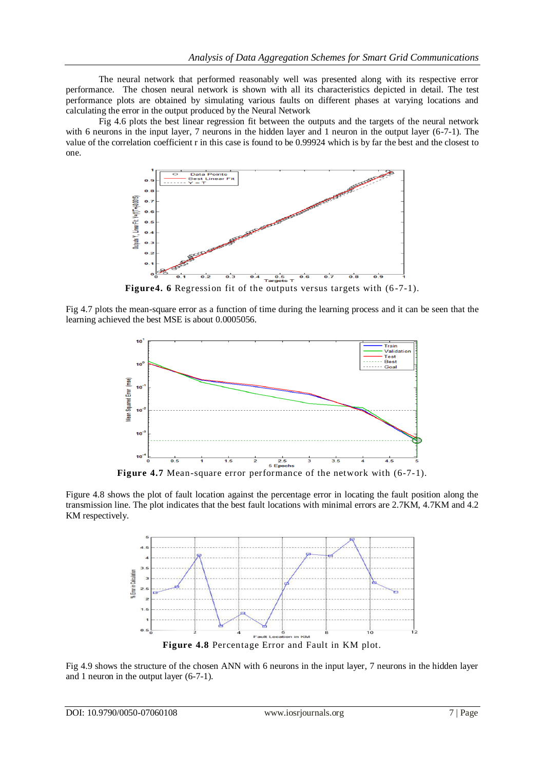The neural network that performed reasonably well was presented along with its respective error performance. The chosen neural network is shown with all its characteristics depicted in detail. The test performance plots are obtained by simulating various faults on different phases at varying locations and calculating the error in the output produced by the Neural Network

Fig 4.6 plots the best linear regression fit between the outputs and the targets of the neural network with 6 neurons in the input layer, 7 neurons in the hidden layer and 1 neuron in the output layer (6-7-1). The value of the correlation coefficient r in this case is found to be 0.99924 which is by far the best and the closest to one.

**Figure4. 6** Regression fit of the outputs versus targets with (6-7-1).

Fig 4.7 plots the mean-square error as a function of time during the learning process and it can be seen that the learning achieved the best MSE is about 0.0005056.

**Figure 4.7** Mean-square error performance of the network with (6-7-1).

Figure 4.8 shows the plot of fault location against the percentage error in locating the fault position along the transmission line. The plot indicates that the best fault locations with minimal errors are 2.7KM, 4.7KM and 4.2 KM respectively.

**Figure 4.8** Percentage Error and Fault in KM plot.

Fig 4.9 shows the structure of the chosen ANN with 6 neurons in the input layer, 7 neurons in the hidden layer and 1 neuron in the output layer (6-7-1).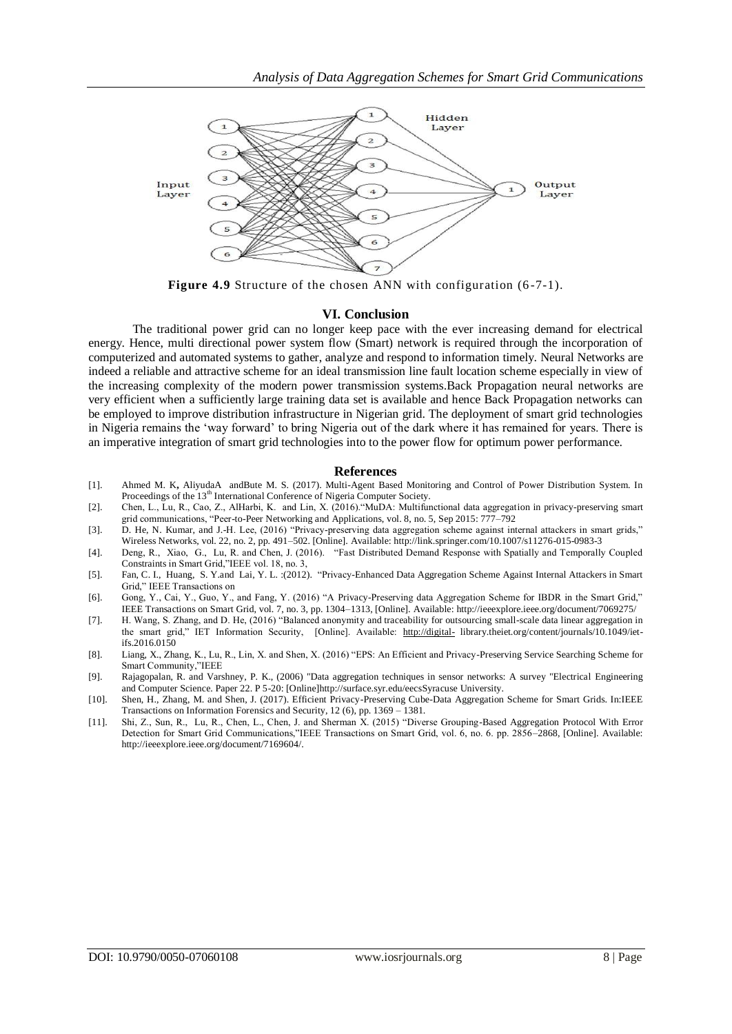Input Layer

Hidden Layer

Output Layer

1
2
3
4
5
6

1
2
3
4
5
6
7

1

**Figure 4.9** Structure of the chosen ANN with configuration (6-7-1).

## VI. Conclusion

The traditional power grid can no longer keep pace with the ever increasing demand for electrical energy. Hence, multi directional power system flow (Smart) network is required through the incorporation of computerized and automated systems to gather, analyze and respond to information timely. Neural Networks are indeed a reliable and attractive scheme for an ideal transmission line fault location scheme especially in view of the increasing complexity of the modern power transmission systems.Back Propagation neural networks are very efficient when a sufficiently large training data set is available and hence Back Propagation networks can be employed to improve distribution infrastructure in Nigerian grid. The deployment of smart grid technologies in Nigeria remains the 'way forward' to bring Nigeria out of the dark where it has remained for years. There is an imperative integration of smart grid technologies into to the power flow for optimum power performance.

## References

[1]. Ahmed M. K**,** AliyudaA andBute M. S. (2017). Multi-Agent Based Monitoring and Control of Power Distribution System. In Proceedings of the 13th International Conference of Nigeria Computer Society.

[2]. Chen, L., Lu, R., Cao, Z., AlHarbi, K. and Lin, X. (2016)."MuDA: Multifunctional data aggregation in privacy-preserving smart grid communications, "Peer-to-Peer Networking and Applications, vol. 8, no. 5, Sep 2015: 777–792

[3]. D. He, N. Kumar, and J.-H. Lee, (2016) "Privacy-preserving data aggregation scheme against internal attackers in smart grids," Wireless Networks, vol. 22, no. 2, pp. 491–502. [Online]. Available: http://link.springer.com/10.1007/s11276-015-0983-3

[4]. Deng, R., Xiao, G., Lu, R. and Chen, J. (2016). "Fast Distributed Demand Response with Spatially and Temporally Coupled Constraints in Smart Grid,"IEEE vol. 18, no. 3,

[5]. Fan, C. I., Huang, S. Y.and Lai, Y. L. :(2012). "Privacy-Enhanced Data Aggregation Scheme Against Internal Attackers in Smart Grid," IEEE Transactions on

[6]. Gong, Y., Cai, Y., Guo, Y., and Fang, Y. (2016) "A Privacy-Preserving data Aggregation Scheme for IBDR in the Smart Grid," IEEE Transactions on Smart Grid, vol. 7, no. 3, pp. 1304–1313, [Online]. Available: http://ieeexplore.ieee.org/document/7069275/

[7]. H. Wang, S. Zhang, and D. He, (2016) "Balanced anonymity and traceability for outsourcing small-scale data linear aggregation in the smart grid," IET Information Security, [Online]. Available: http://digital- library.theiet.org/content/journals/10.1049/iet-ifs.2016.0150

[8]. Liang, X., Zhang, K., Lu, R., Lin, X. and Shen, X. (2016) "EPS: An Efficient and Privacy-Preserving Service Searching Scheme for Smart Community,"IEEE

[9]. Rajagopalan, R. and Varshney, P. K., (2006) "Data aggregation techniques in sensor networks: A survey "Electrical Engineering and Computer Science. Paper 22. P 5-20: [Online]http://surface.syr.edu/eecsSyracuse University.

[10]. Shen, H., Zhang, M. and Shen, J. (2017). Efficient Privacy-Preserving Cube-Data Aggregation Scheme for Smart Grids. In:IEEE Transactions on Information Forensics and Security, 12 (6), pp. 1369 – 1381.

[11]. Shi, Z., Sun, R., Lu, R., Chen, L., Chen, J. and Sherman X. (2015) "Diverse Grouping-Based Aggregation Protocol With Error Detection for Smart Grid Communications,"IEEE Transactions on Smart Grid, vol. 6, no. 6. pp. 2856–2868, [Online]. Available: http://ieeexplore.ieee.org/document/7169604/.